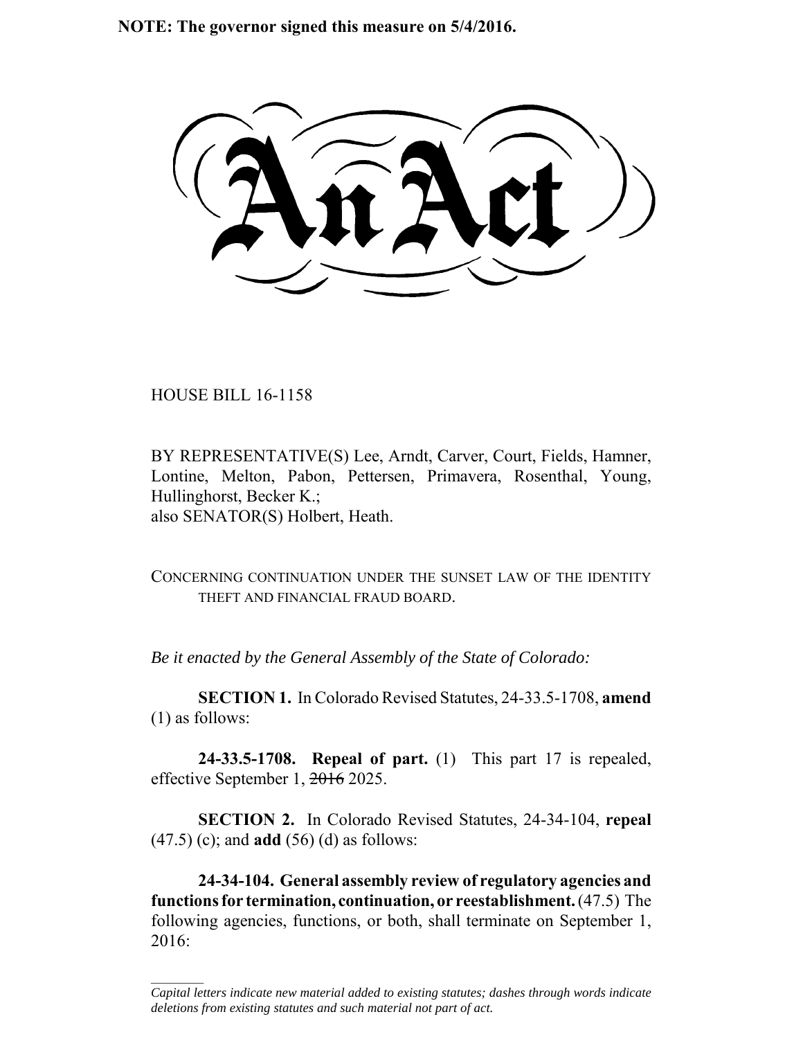**NOTE: The governor signed this measure on 5/4/2016.**

# An Act

HOUSE BILL 16-1158

BY REPRESENTATIVE(S) Lee, Arndt, Carver, Court, Fields, Hamner, Lontine, Melton, Pabon, Pettersen, Primavera, Rosenthal, Young, Hullinghorst, Becker K.;
also SENATOR(S) Holbert, Heath.

CONCERNING CONTINUATION UNDER THE SUNSET LAW OF THE IDENTITY THEFT AND FINANCIAL FRAUD BOARD.

*Be it enacted by the General Assembly of the State of Colorado:*

**SECTION 1.** In Colorado Revised Statutes, 24-33.5-1708, **amend** (1) as follows:

**24-33.5-1708. Repeal of part.** (1) This part 17 is repealed, effective September 1, ~~2016~~ 2025.

**SECTION 2.** In Colorado Revised Statutes, 24-34-104, **repeal** (47.5) (c); and **add** (56) (d) as follows:

**24-34-104. General assembly review of regulatory agencies and functions for termination, continuation, or reestablishment.** (47.5) The following agencies, functions, or both, shall terminate on September 1, 2016:

*Capital letters indicate new material added to existing statutes; dashes through words indicate deletions from existing statutes and such material not part of act.*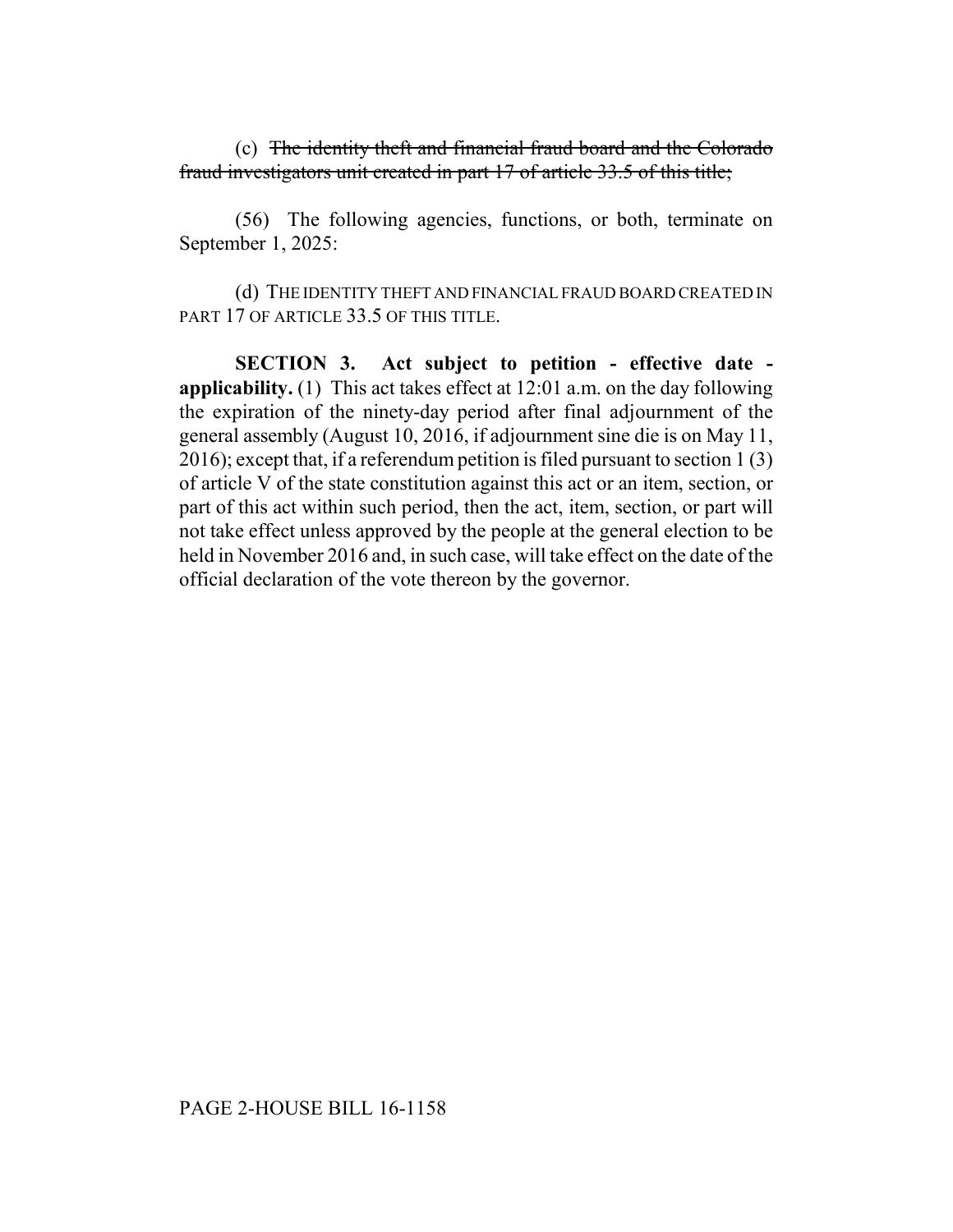(c) ~~The identity theft and financial fraud board and the Colorado fraud investigators unit created in part 17 of article 33.5 of this title;~~

(56) The following agencies, functions, or both, terminate on September 1, 2025:

(d) THE IDENTITY THEFT AND FINANCIAL FRAUD BOARD CREATED IN PART 17 OF ARTICLE 33.5 OF THIS TITLE.

**SECTION 3. Act subject to petition - effective date - applicability.** (1) This act takes effect at 12:01 a.m. on the day following the expiration of the ninety-day period after final adjournment of the general assembly (August 10, 2016, if adjournment sine die is on May 11, 2016); except that, if a referendum petition is filed pursuant to section 1 (3) of article V of the state constitution against this act or an item, section, or part of this act within such period, then the act, item, section, or part will not take effect unless approved by the people at the general election to be held in November 2016 and, in such case, will take effect on the date of the official declaration of the vote thereon by the governor.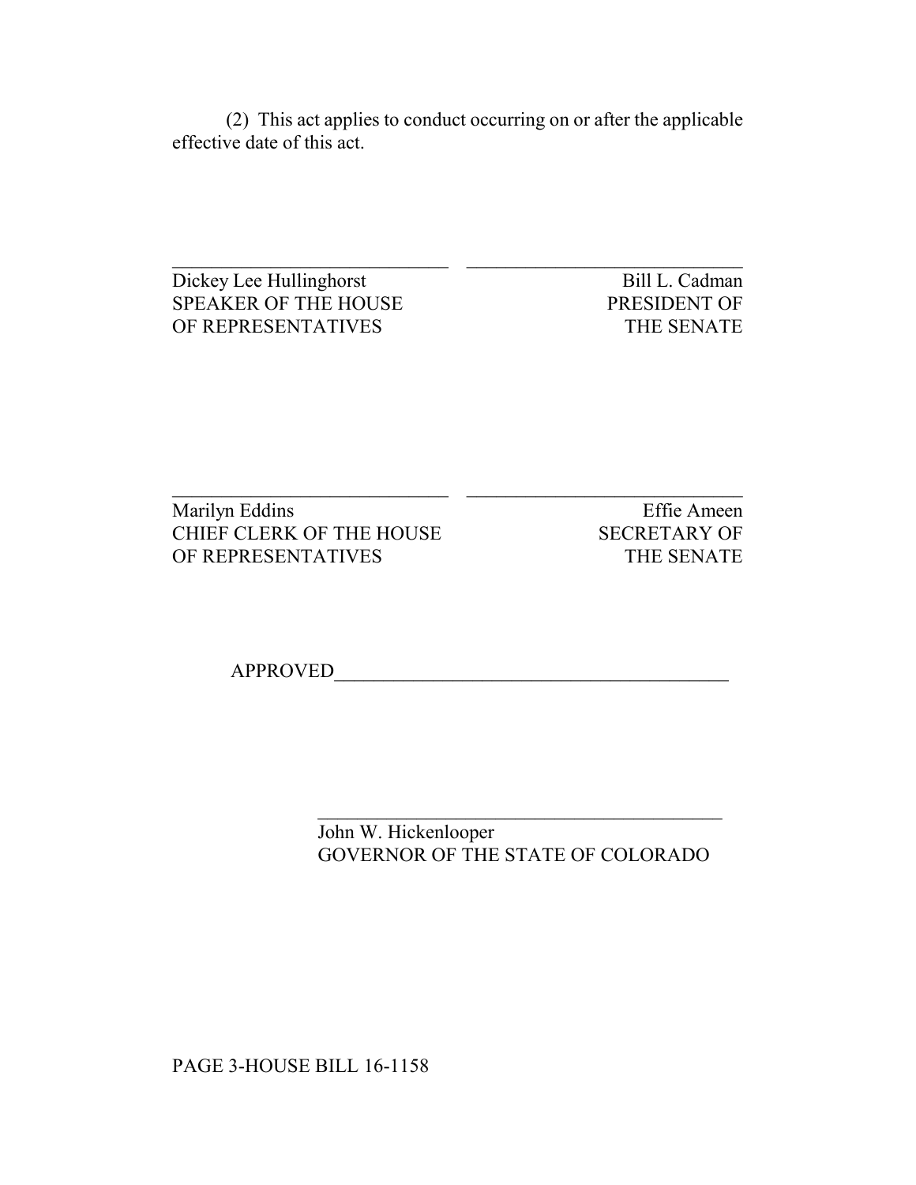(2) This act applies to conduct occurring on or after the applicable effective date of this act.

____________________________
Dickey Lee Hullinghorst
SPEAKER OF THE HOUSE
OF REPRESENTATIVES

____________________________
Bill L. Cadman
PRESIDENT OF
THE SENATE

____________________________
Marilyn Eddins
CHIEF CLERK OF THE HOUSE
OF REPRESENTATIVES

____________________________
Effie Ameen
SECRETARY OF
THE SENATE

APPROVED________________________________________

________________________________________
John W. Hickenlooper
GOVERNOR OF THE STATE OF COLORADO